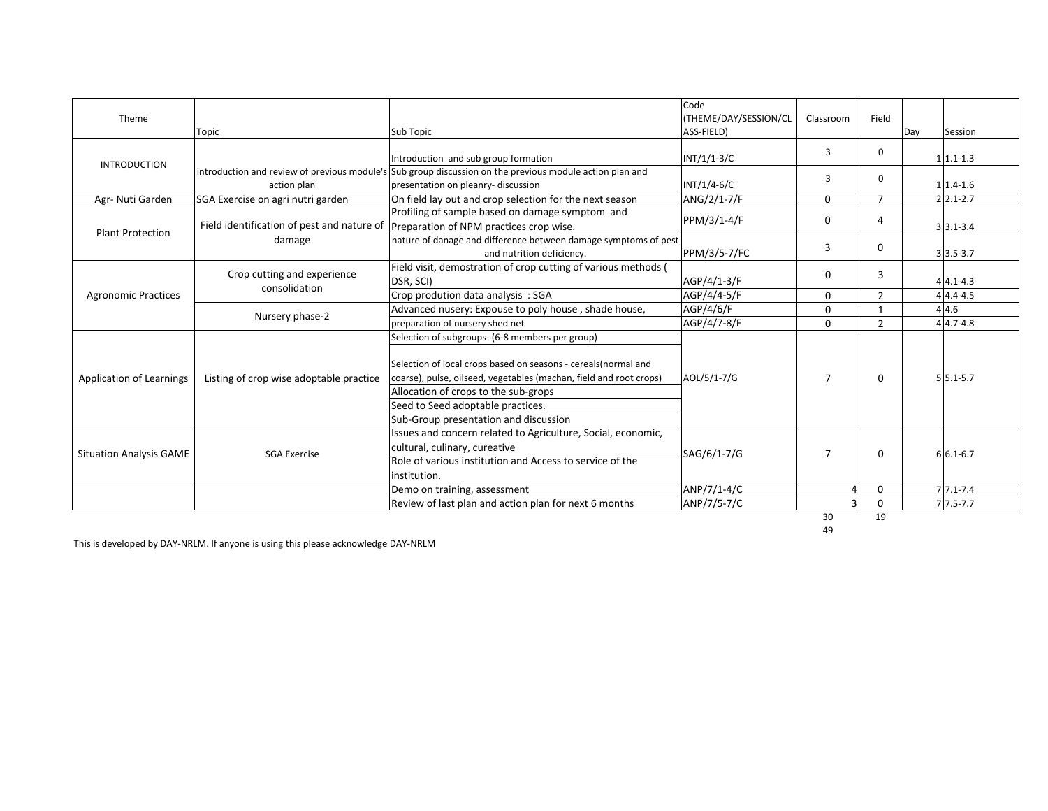| Theme | Topic | Sub Topic | Code (THEME/DAY/SESSION/CLASS-FIELD) | Classroom | Field | Day | Session |
|---|---|---|---|---|---|---|---|
| INTRODUCTION | introduction and review of previous module's action plan | Introduction and sub group formation | INT/1/1-3/C | 3 | 0 | 1 | 1.1-1.3 |
| | | Sub group discussion on the previous module action plan and presentation on pleanry- discussion | INT/1/4-6/C | 3 | 0 | 1 | 1.4-1.6 |
| Agr- Nuti Garden | SGA Exercise on agri nutri garden | On field lay out and crop selection for the next season | ANG/2/1-7/F | 0 | 7 | 2 | 2.1-2.7 |
| Plant Protection | Field identification of pest and nature of damage | Profiling of sample based on damage symptom and Preparation of NPM practices crop wise. | PPM/3/1-4/F | 0 | 4 | 3 | 3.1-3.4 |
| | | nature of danage and difference between damage symptoms of pest and nutrition deficiency. | PPM/3/5-7/FC | 3 | 0 | 3 | 3.5-3.7 |
| Agronomic Practices | Crop cutting and experience consolidation | Field visit, demostration of crop cutting of various methods ( DSR, SCI) | AGP/4/1-3/F | 0 | 3 | 4 | 4.1-4.3 |
| | | Crop prodution data analysis : SGA | AGP/4/4-5/F | 0 | 2 | 4 | 4.4-4.5 |
| | Nursery phase-2 | Advanced nusery: Expouse to poly house , shade house, | AGP/4/6/F | 0 | 1 | 4 | 4.6 |
| | | preparation of nursery shed net | AGP/4/7-8/F | 0 | 2 | 4 | 4.7-4.8 |
| Application of Learnings | Listing of crop wise adoptable practice | Selection of subgroups- (6-8 members per group)<br>Selection of local crops based on seasons - cereals(normal and coarse), pulse, oilseed, vegetables (machan, field and root crops)<br>Allocation of crops to the sub-grops<br>Seed to Seed adoptable practices.<br>Sub-Group presentation and discussion | AOL/5/1-7/G | 7 | 0 | 5 | 5.1-5.7 |
| Situation Analysis GAME | SGA Exercise | Issues and concern related to Agriculture, Social, economic, cultural, culinary, cureative<br>Role of various institution and Access to service of the institution. | SAG/6/1-7/G | 7 | 0 | 6 | 6.1-6.7 |
| | | Demo on training, assessment | ANP/7/1-4/C | 4 | 0 | 7 | 7.1-7.4 |
| | | Review of last plan and action plan for next 6 months | ANP/7/5-7/C | 3 | 0 | 7 | 7.5-7.7 |
| | | | | 30 | 19 | | |
| | | | | 49 | | | |

This is developed by DAY-NRLM. If anyone is using this please acknowledge DAY-NRLM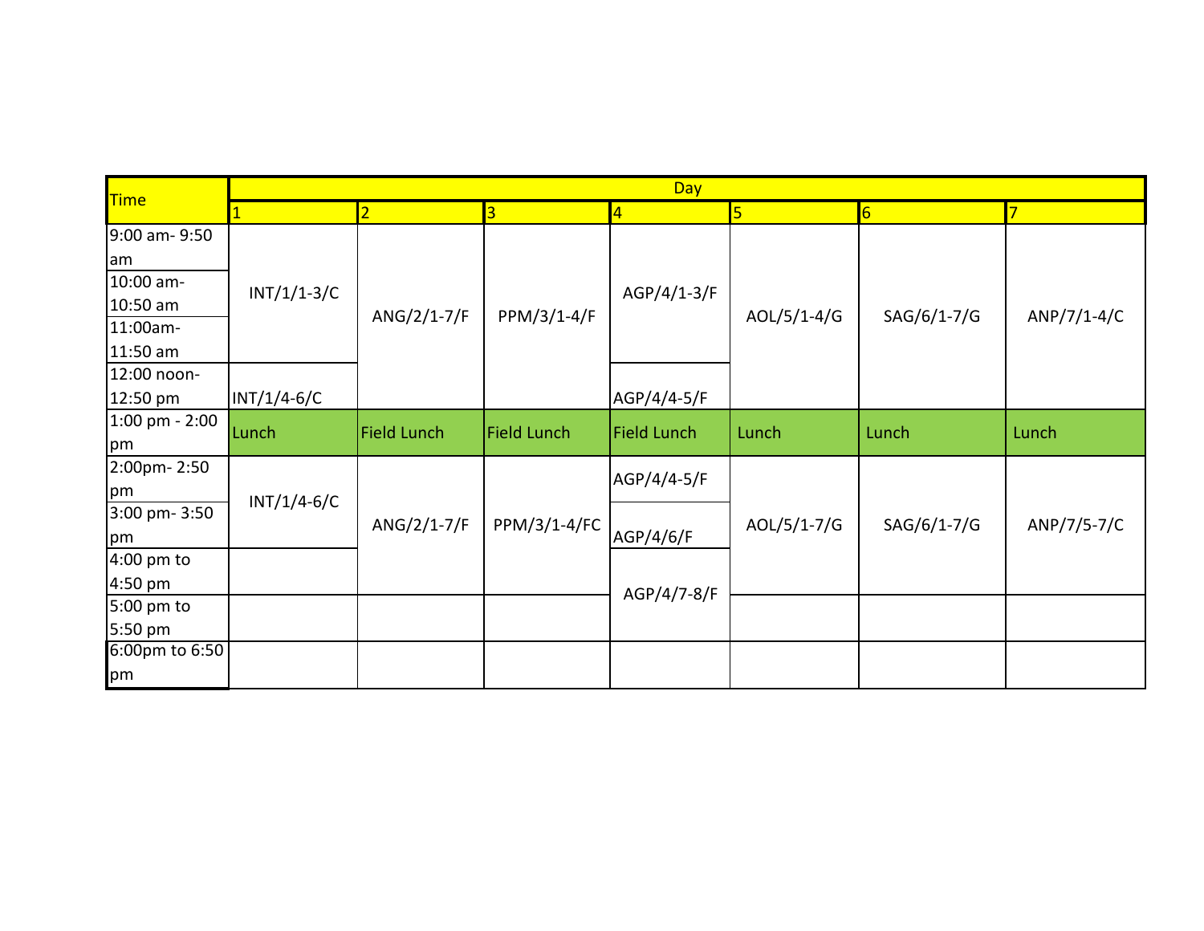| Time | Day | | | | | | |
|---|---|---|---|---|---|---|---|
| | 1 | 2 | 3 | 4 | 5 | 6 | 7 |
| 9:00 am- 9:50 am | INT/1/1-3/C | ANG/2/1-7/F | PPM/3/1-4/F | AGP/4/1-3/F | AOL/5/1-4/G | SAG/6/1-7/G | ANP/7/1-4/C |
| 10:00 am- 10:50 am | | | | | | | |
| 11:00am- 11:50 am | | | | | | | |
| 12:00 noon- 12:50 pm | INT/1/4-6/C | | | AGP/4/4-5/F | | | |
| 1:00 pm - 2:00 pm | Lunch | Field Lunch | Field Lunch | Field Lunch | Lunch | Lunch | Lunch |
| 2:00pm- 2:50 pm | INT/1/4-6/C | ANG/2/1-7/F | PPM/3/1-4/FC | AGP/4/4-5/F | AOL/5/1-7/G | SAG/6/1-7/G | ANP/7/5-7/C |
| 3:00 pm- 3:50 pm | | | | AGP/4/6/F | | | |
| 4:00 pm to 4:50 pm | | | | AGP/4/7-8/F | | | |
| 5:00 pm to 5:50 pm | | | | | | | |
| 6:00pm to 6:50 pm | | | | | | | |